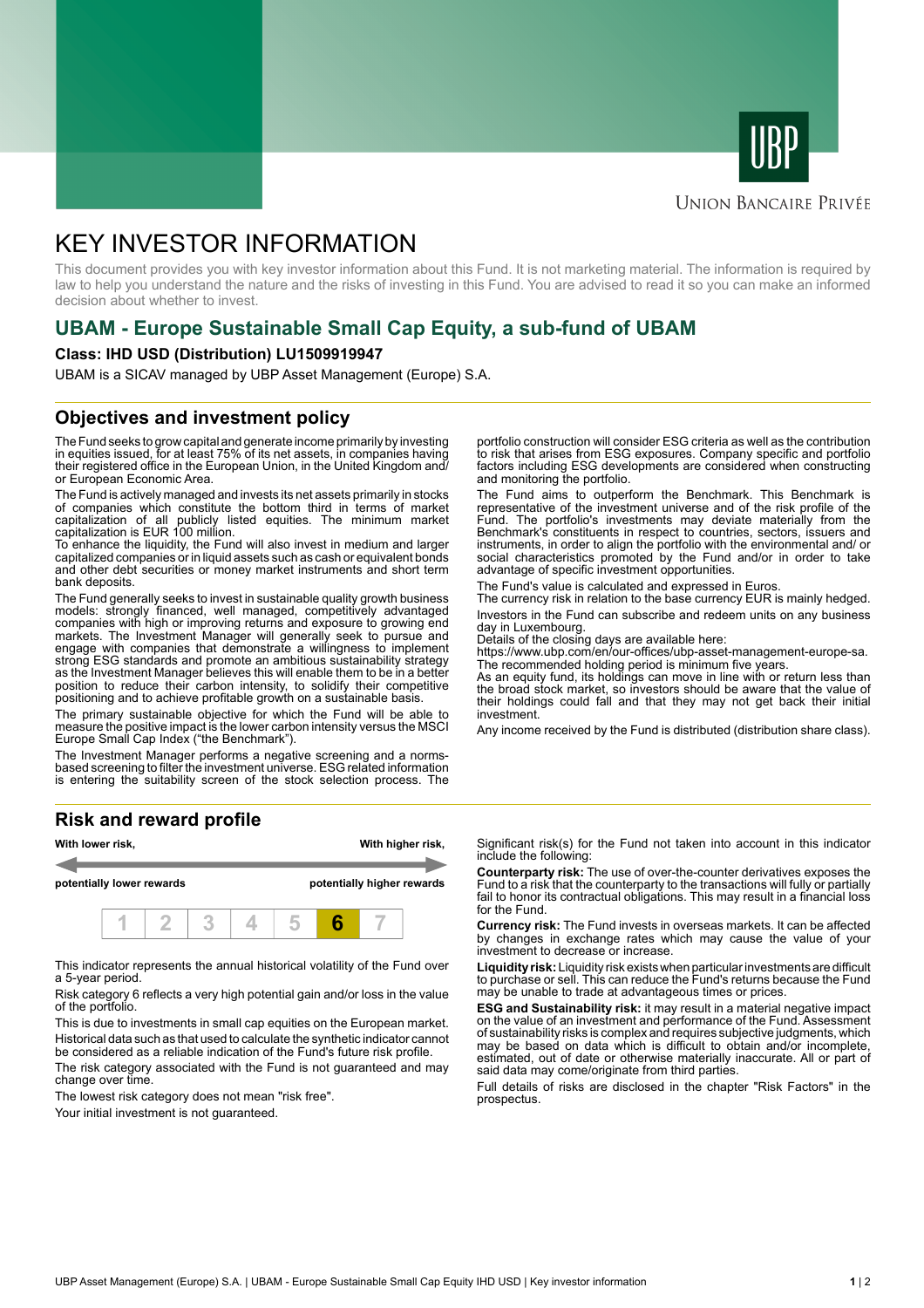UNION BANCAIRE PRIVÉE

# KEY INVESTOR INFORMATION

This document provides you with key investor information about this Fund. It is not marketing material. The information is required by law to help you understand the nature and the risks of investing in this Fund. You are advised to read it so you can make an informed decision about whether to invest.

## UBAM - Europe Sustainable Small Cap Equity, a sub-fund of UBAM

**Class: IHD USD (Distribution) LU1509919947**

UBAM is a SICAV managed by UBP Asset Management (Europe) S.A.

## Objectives and investment policy

The Fund seeks to grow capital and generate income primarily by investing in equities issued, for at least 75% of its net assets, in companies having their registered office in the European Union, in the United Kingdom and/ or European Economic Area.

The Fund is actively managed and invests its net assets primarily in stocks of companies which constitute the bottom third in terms of market capitalization of all publicly listed equities. The minimum market capitalization is EUR 100 million.
To enhance the liquidity, the Fund will also invest in medium and larger capitalized companies or in liquid assets such as cash or equivalent bonds and other debt securities or money market instruments and short term bank deposits.

The Fund generally seeks to invest in sustainable quality growth business models: strongly financed, well managed, competitively advantaged companies with high or improving returns and exposure to growing end markets. The Investment Manager will generally seek to pursue and engage with companies that demonstrate a willingness to implement strong ESG standards and promote an ambitious sustainability strategy as the Investment Manager believes this will enable them to be in a better position to reduce their carbon intensity, to solidify their competitive positioning and to achieve profitable growth on a sustainable basis.

The primary sustainable objective for which the Fund will be able to measure the positive impact is the lower carbon intensity versus the MSCI Europe Small Cap Index ("the Benchmark").

The Investment Manager performs a negative screening and a norms-based screening to filter the investment universe. ESG related information is entering the suitability screen of the stock selection process. The portfolio construction will consider ESG criteria as well as the contribution to risk that arises from ESG exposures. Company specific and portfolio factors including ESG developments are considered when constructing and monitoring the portfolio.

The Fund aims to outperform the Benchmark. This Benchmark is representative of the investment universe and of the risk profile of the Fund. The portfolio's investments may deviate materially from the Benchmark's constituents in respect to countries, sectors, issuers and instruments, in order to align the portfolio with the environmental and/ or social characteristics promoted by the Fund and/or in order to take advantage of specific investment opportunities.

The Fund's value is calculated and expressed in Euros.
The currency risk in relation to the base currency EUR is mainly hedged.

Investors in the Fund can subscribe and redeem units on any business day in Luxembourg.
Details of the closing days are available here:
https://www.ubp.com/en/our-offices/ubp-asset-management-europe-sa.
The recommended holding period is minimum five years.
As an equity fund, its holdings can move in line with or return less than the broad stock market, so investors should be aware that the value of their holdings could fall and that they may not get back their initial investment.

Any income received by the Fund is distributed (distribution share class).

## Risk and reward profile

| With lower risk, | | | | | | With higher risk, |
|---|---|---|---|---|---|---|
| potentially lower rewards | | | | | | potentially higher rewards |
| 1 | 2 | 3 | 4 | 5 | **6** | 7 |

This indicator represents the annual historical volatility of the Fund over a 5-year period.

Risk category 6 reflects a very high potential gain and/or loss in the value of the portfolio.

This is due to investments in small cap equities on the European market.

Historical data such as that used to calculate the synthetic indicator cannot be considered as a reliable indication of the Fund's future risk profile.

The risk category associated with the Fund is not guaranteed and may change over time.

The lowest risk category does not mean "risk free".

Your initial investment is not guaranteed.

Significant risk(s) for the Fund not taken into account in this indicator include the following:

**Counterparty risk:** The use of over-the-counter derivatives exposes the Fund to a risk that the counterparty to the transactions will fully or partially fail to honor its contractual obligations. This may result in a financial loss for the Fund.

**Currency risk:** The Fund invests in overseas markets. It can be affected by changes in exchange rates which may cause the value of your investment to decrease or increase.

**Liquidity risk:** Liquidity risk exists when particular investments are difficult to purchase or sell. This can reduce the Fund's returns because the Fund may be unable to trade at advantageous times or prices.

**ESG and Sustainability risk:** it may result in a material negative impact on the value of an investment and performance of the Fund. Assessment of sustainability risks is complex and requires subjective judgments, which may be based on data which is difficult to obtain and/or incomplete, estimated, out of date or otherwise materially inaccurate. All or part of said data may come/originate from third parties.

Full details of risks are disclosed in the chapter "Risk Factors" in the prospectus.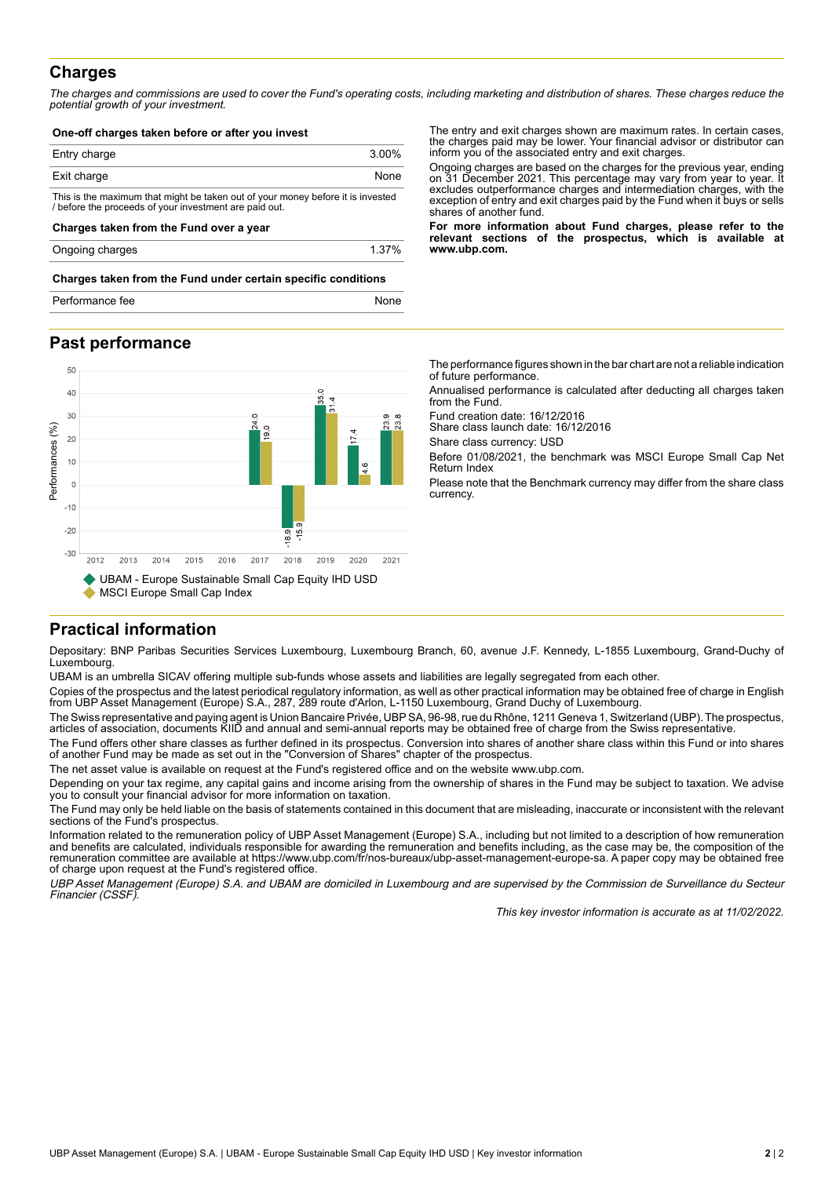## Charges

*The charges and commissions are used to cover the Fund's operating costs, including marketing and distribution of shares. These charges reduce the potential growth of your investment.*

| **One-off charges taken before or after you invest** | |
|---|---|
| Entry charge | 3.00% |
| Exit charge | None |

This is the maximum that might be taken out of your money before it is invested / before the proceeds of your investment are paid out.

| **Charges taken from the Fund over a year** | |
|---|---|
| Ongoing charges | 1.37% |

| **Charges taken from the Fund under certain specific conditions** | |
|---|---|
| Performance fee | None |

The entry and exit charges shown are maximum rates. In certain cases, the charges paid may be lower. Your financial advisor or distributor can inform you of the associated entry and exit charges.

Ongoing charges are based on the charges for the previous year, ending on 31 December 2021. This percentage may vary from year to year. It excludes outperformance charges and intermediation charges, with the exception of entry and exit charges paid by the Fund when it buys or sells shares of another fund.

**For more information about Fund charges, please refer to the relevant sections of the prospectus, which is available at www.ubp.com.**

## Past performance

Performances (%)

50, 40, 30, 20, 10, 0, -10, -20, -30

2012, 2013, 2014, 2015, 2016, 2017, 2018, 2019, 2020, 2021

24.0, 19.0, -18.9, -15.9, 35.0, 31.4, 17.4, 4.6, 23.9, 23.8

UBAM - Europe Sustainable Small Cap Equity IHD USD

MSCI Europe Small Cap Index

The performance figures shown in the bar chart are not a reliable indication of future performance.

Annualised performance is calculated after deducting all charges taken from the Fund.

Fund creation date: 16/12/2016

Share class launch date: 16/12/2016

Share class currency: USD

Before 01/08/2021, the benchmark was MSCI Europe Small Cap Net Return Index

Please note that the Benchmark currency may differ from the share class currency.

## Practical information

Depositary: BNP Paribas Securities Services Luxembourg, Luxembourg Branch, 60, avenue J.F. Kennedy, L-1855 Luxembourg, Grand-Duchy of Luxembourg.

UBAM is an umbrella SICAV offering multiple sub-funds whose assets and liabilities are legally segregated from each other.

Copies of the prospectus and the latest periodical regulatory information, as well as other practical information may be obtained free of charge in English from UBP Asset Management (Europe) S.A., 287, 289 route d'Arlon, L-1150 Luxembourg, Grand Duchy of Luxembourg.

The Swiss representative and paying agent is Union Bancaire Privée, UBP SA, 96-98, rue du Rhône, 1211 Geneva 1, Switzerland (UBP). The prospectus, articles of association, documents KIID and annual and semi-annual reports may be obtained free of charge from the Swiss representative.

The Fund offers other share classes as further defined in its prospectus. Conversion into shares of another share class within this Fund or into shares of another Fund may be made as set out in the "Conversion of Shares" chapter of the prospectus.

The net asset value is available on request at the Fund's registered office and on the website www.ubp.com.

Depending on your tax regime, any capital gains and income arising from the ownership of shares in the Fund may be subject to taxation. We advise you to consult your financial advisor for more information on taxation.

The Fund may only be held liable on the basis of statements contained in this document that are misleading, inaccurate or inconsistent with the relevant sections of the Fund's prospectus.

Information related to the remuneration policy of UBP Asset Management (Europe) S.A., including but not limited to a description of how remuneration and benefits are calculated, individuals responsible for awarding the remuneration and benefits including, as the case may be, the composition of the remuneration committee are available at https://www.ubp.com/fr/nos-bureaux/ubp-asset-management-europe-sa. A paper copy may be obtained free of charge upon request at the Fund's registered office.

*UBP Asset Management (Europe) S.A. and UBAM are domiciled in Luxembourg and are supervised by the Commission de Surveillance du Secteur Financier (CSSF).*

*This key investor information is accurate as at 11/02/2022.*